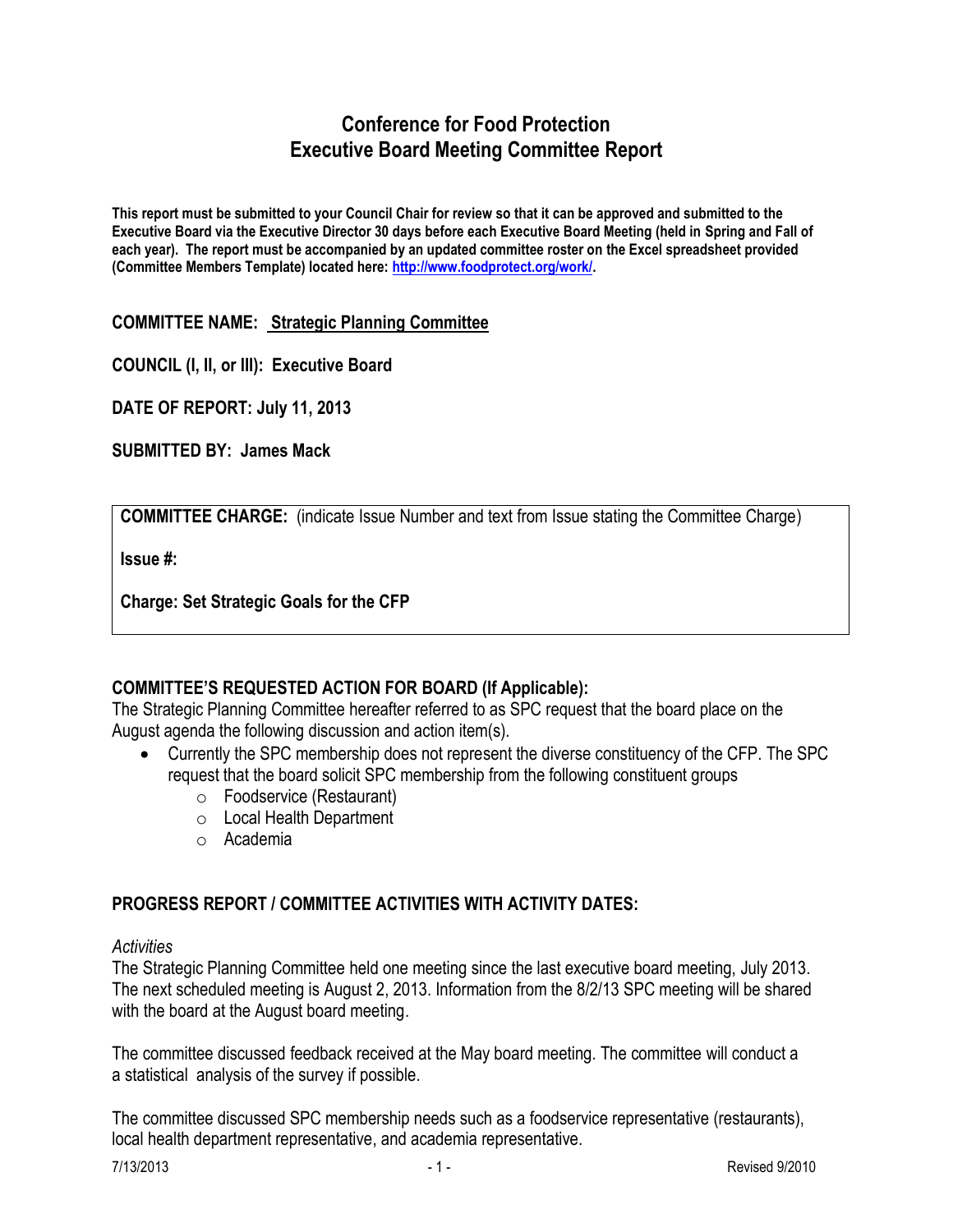# Conference for Food Protection
# Executive Board Meeting Committee Report

**This report must be submitted to your Council Chair for review so that it can be approved and submitted to the Executive Board via the Executive Director 30 days before each Executive Board Meeting (held in Spring and Fall of each year). The report must be accompanied by an updated committee roster on the Excel spreadsheet provided (Committee Members Template) located here: http://www.foodprotect.org/work/.**

**COMMITTEE NAME:** **Strategic Planning Committee**

**COUNCIL (I, II, or III): Executive Board**

**DATE OF REPORT: July 11, 2013**

**SUBMITTED BY: James Mack**

**COMMITTEE CHARGE:** (indicate Issue Number and text from Issue stating the Committee Charge)

**Issue #:**

**Charge: Set Strategic Goals for the CFP**

**COMMITTEE'S REQUESTED ACTION FOR BOARD (If Applicable):**

The Strategic Planning Committee hereafter referred to as SPC request that the board place on the August agenda the following discussion and action item(s).

- Currently the SPC membership does not represent the diverse constituency of the CFP. The SPC request that the board solicit SPC membership from the following constituent groups
    - Foodservice (Restaurant)
    - Local Health Department
    - Academia

**PROGRESS REPORT / COMMITTEE ACTIVITIES WITH ACTIVITY DATES:**

*Activities*

The Strategic Planning Committee held one meeting since the last executive board meeting, July 2013. The next scheduled meeting is August 2, 2013. Information from the 8/2/13 SPC meeting will be shared with the board at the August board meeting.

The committee discussed feedback received at the May board meeting. The committee will conduct a a statistical analysis of the survey if possible.

The committee discussed SPC membership needs such as a foodservice representative (restaurants), local health department representative, and academia representative.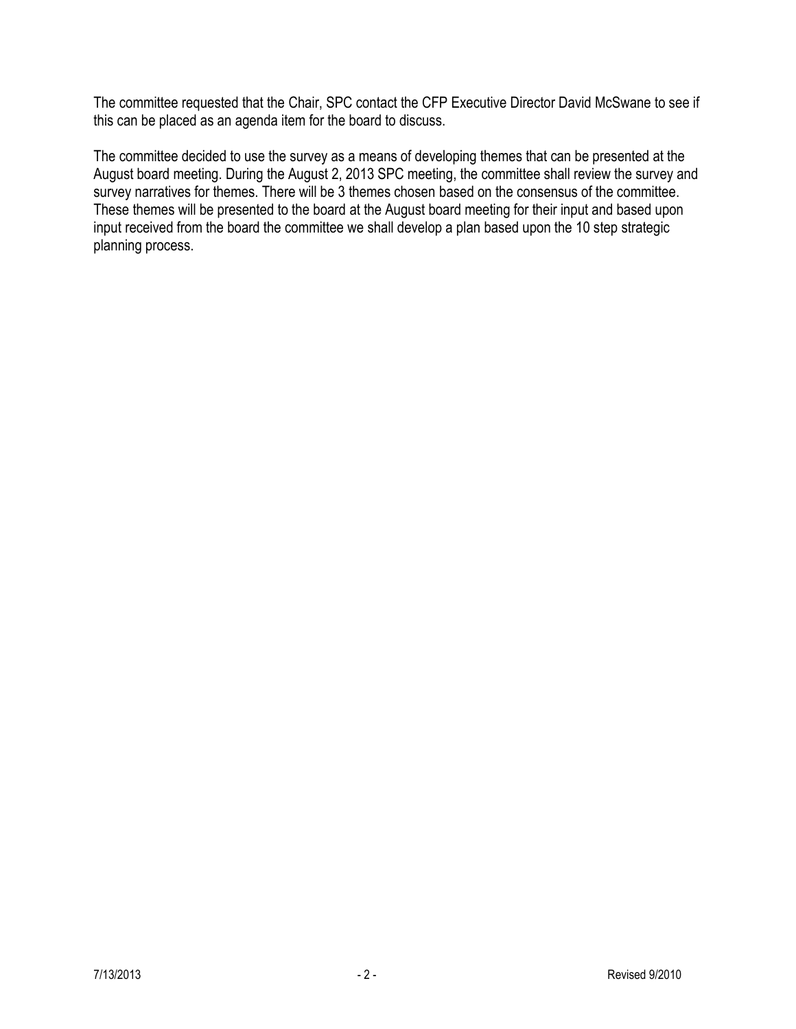The committee requested that the Chair, SPC contact the CFP Executive Director David McSwane to see if this can be placed as an agenda item for the board to discuss.

The committee decided to use the survey as a means of developing themes that can be presented at the August board meeting. During the August 2, 2013 SPC meeting, the committee shall review the survey and survey narratives for themes. There will be 3 themes chosen based on the consensus of the committee. These themes will be presented to the board at the August board meeting for their input and based upon input received from the board the committee we shall develop a plan based upon the 10 step strategic planning process.